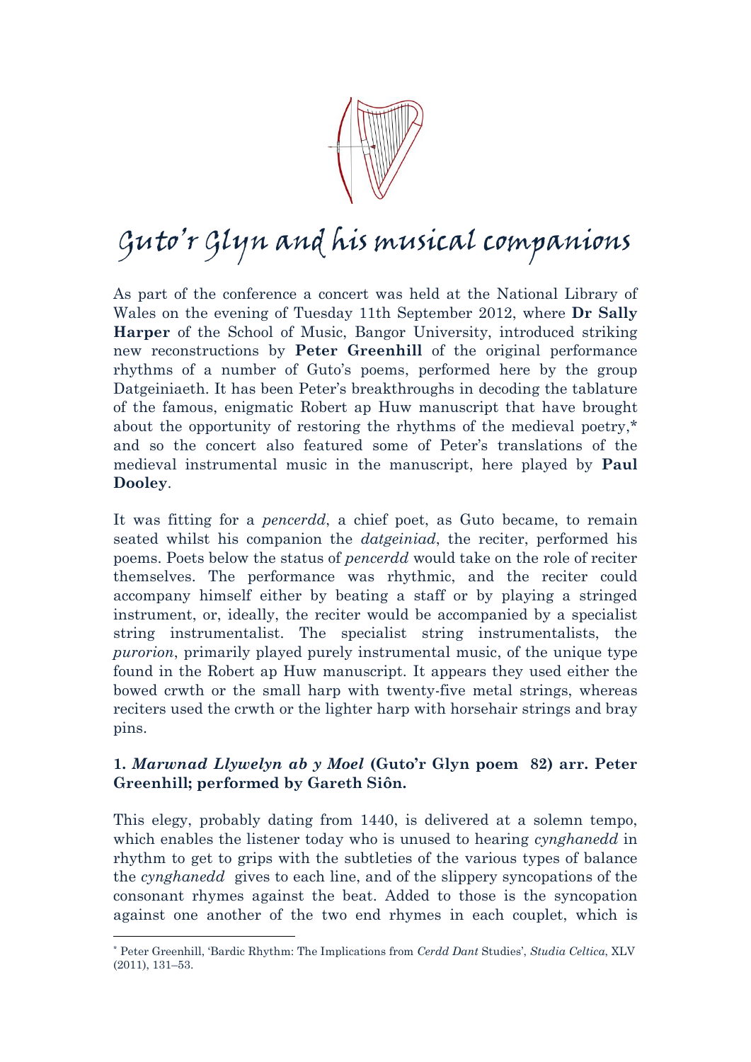# Guto'r Glyn and his musical companions

As part of the conference a concert was held at the National Library of Wales on the evening of Tuesday 11th September 2012, where **Dr Sally Harper** of the School of Music, Bangor University, introduced striking new reconstructions by **Peter Greenhill** of the original performance rhythms of a number of Guto's poems, performed here by the group Datgeiniaeth. It has been Peter's breakthroughs in decoding the tablature of the famous, enigmatic Robert ap Huw manuscript that have brought about the opportunity of restoring the rhythms of the medieval poetry,* and so the concert also featured some of Peter's translations of the medieval instrumental music in the manuscript, here played by **Paul Dooley**.

It was fitting for a *pencerdd*, a chief poet, as Guto became, to remain seated whilst his companion the *datgeiniad*, the reciter, performed his poems. Poets below the status of *pencerdd* would take on the role of reciter themselves. The performance was rhythmic, and the reciter could accompany himself either by beating a staff or by playing a stringed instrument, or, ideally, the reciter would be accompanied by a specialist string instrumentalist. The specialist string instrumentalists, the *purorion*, primarily played purely instrumental music, of the unique type found in the Robert ap Huw manuscript. It appears they used either the bowed crwth or the small harp with twenty-five metal strings, whereas reciters used the crwth or the lighter harp with horsehair strings and bray pins.

**1. *Marwnad Llywelyn ab y Moel* (Guto'r Glyn poem 82) arr. Peter Greenhill; performed by Gareth Siôn.**

This elegy, probably dating from 1440, is delivered at a solemn tempo, which enables the listener today who is unused to hearing *cynghanedd* in rhythm to get to grips with the subtleties of the various types of balance the *cynghanedd* gives to each line, and of the slippery syncopations of the consonant rhymes against the beat. Added to those is the syncopation against one another of the two end rhymes in each couplet, which is

---

* Peter Greenhill, 'Bardic Rhythm: The Implications from *Cerdd Dant* Studies', *Studia Celtica*, XLV (2011), 131–53.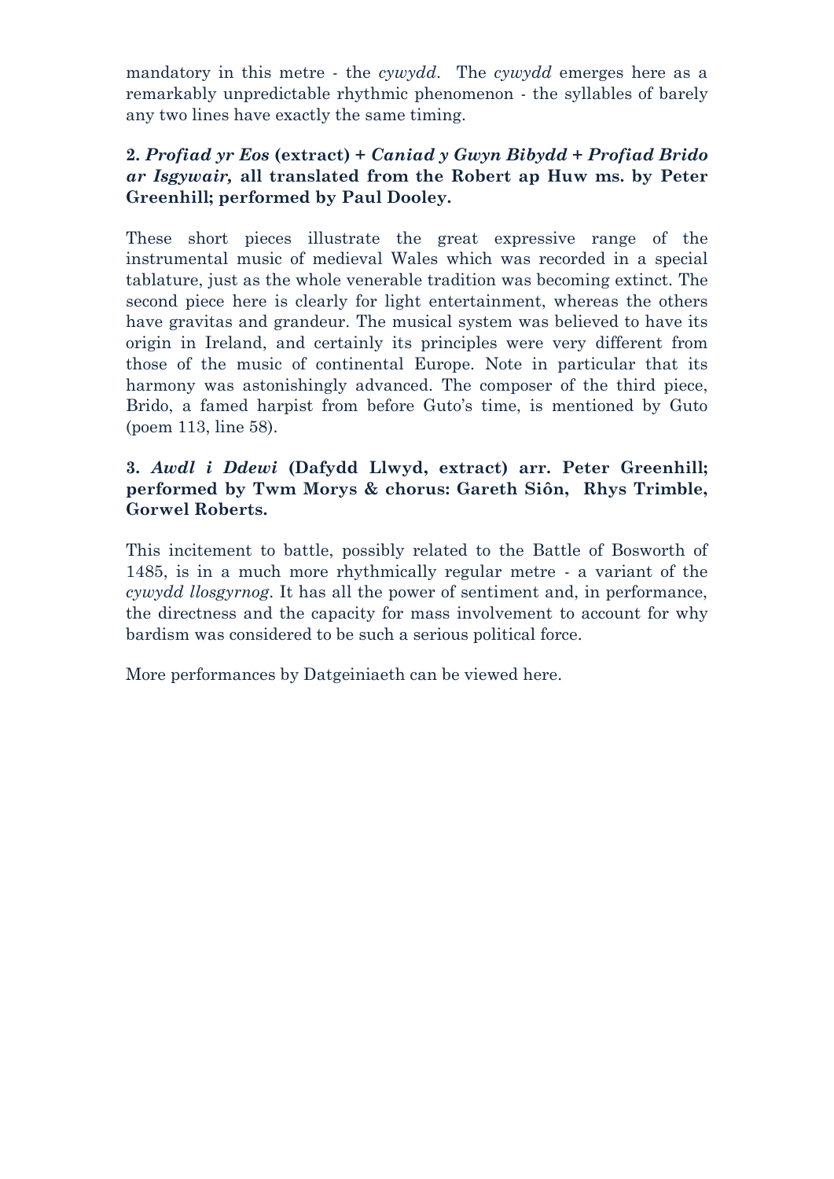mandatory in this metre - the *cywydd*. The *cywydd* emerges here as a remarkably unpredictable rhythmic phenomenon - the syllables of barely any two lines have exactly the same timing.

**2. *Profiad yr Eos* (extract) + *Caniad y Gwyn Bibydd* + *Profiad Brido ar Isgywair,* all translated from the Robert ap Huw ms. by Peter Greenhill; performed by Paul Dooley.**

These short pieces illustrate the great expressive range of the instrumental music of medieval Wales which was recorded in a special tablature, just as the whole venerable tradition was becoming extinct. The second piece here is clearly for light entertainment, whereas the others have gravitas and grandeur. The musical system was believed to have its origin in Ireland, and certainly its principles were very different from those of the music of continental Europe. Note in particular that its harmony was astonishingly advanced. The composer of the third piece, Brido, a famed harpist from before Guto's time, is mentioned by Guto (poem 113, line 58).

**3. *Awdl i Ddewi* (Dafydd Llwyd, extract) arr. Peter Greenhill; performed by Twm Morys & chorus: Gareth Siôn, Rhys Trimble, Gorwel Roberts.**

This incitement to battle, possibly related to the Battle of Bosworth of 1485, is in a much more rhythmically regular metre - a variant of the *cywydd llosgyrnog*. It has all the power of sentiment and, in performance, the directness and the capacity for mass involvement to account for why bardism was considered to be such a serious political force.

More performances by Datgeiniaeth can be viewed here.